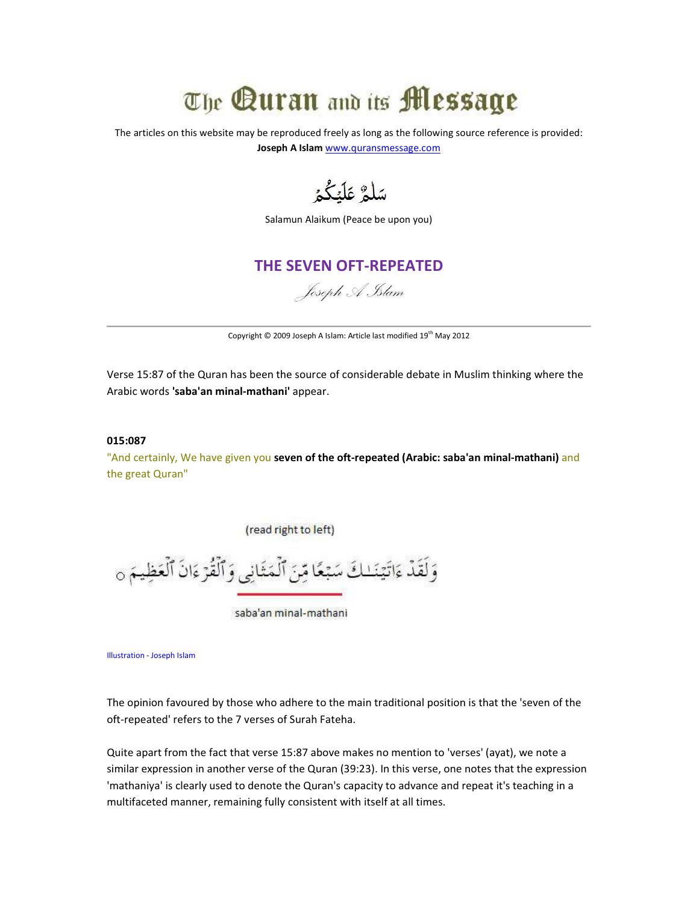# The Quran and its Message

The articles on this website may be reproduced freely as long as the following source reference is provided:
**Joseph A Islam** www.quransmessage.com

سَلَٰمٌ عَلَيْكُمْ

Salamun Alaikum (Peace be upon you)

## THE SEVEN OFT-REPEATED

*Joseph A Islam*

---

Copyright © 2009 Joseph A Islam: Article last modified 19th May 2012

Verse 15:87 of the Quran has been the source of considerable debate in Muslim thinking where the Arabic words **'saba'an minal-mathani'** appear.

**015:087**
"And certainly, We have given you **seven of the oft-repeated (Arabic: saba'an minal-mathani)** and the great Quran"

(read right to left)

وَلَقَدْ ءَاتَيْنَٰكَ سَبْعًا مِّنَ ٱلْمَثَانِى وَٱلْقُرْءَانَ ٱلْعَظِيمَ

saba'an minal-mathani

Illustration - Joseph Islam

The opinion favoured by those who adhere to the main traditional position is that the 'seven of the oft-repeated' refers to the 7 verses of Surah Fateha.

Quite apart from the fact that verse 15:87 above makes no mention to 'verses' (ayat), we note a similar expression in another verse of the Quran (39:23). In this verse, one notes that the expression 'mathaniya' is clearly used to denote the Quran's capacity to advance and repeat it's teaching in a multifaceted manner, remaining fully consistent with itself at all times.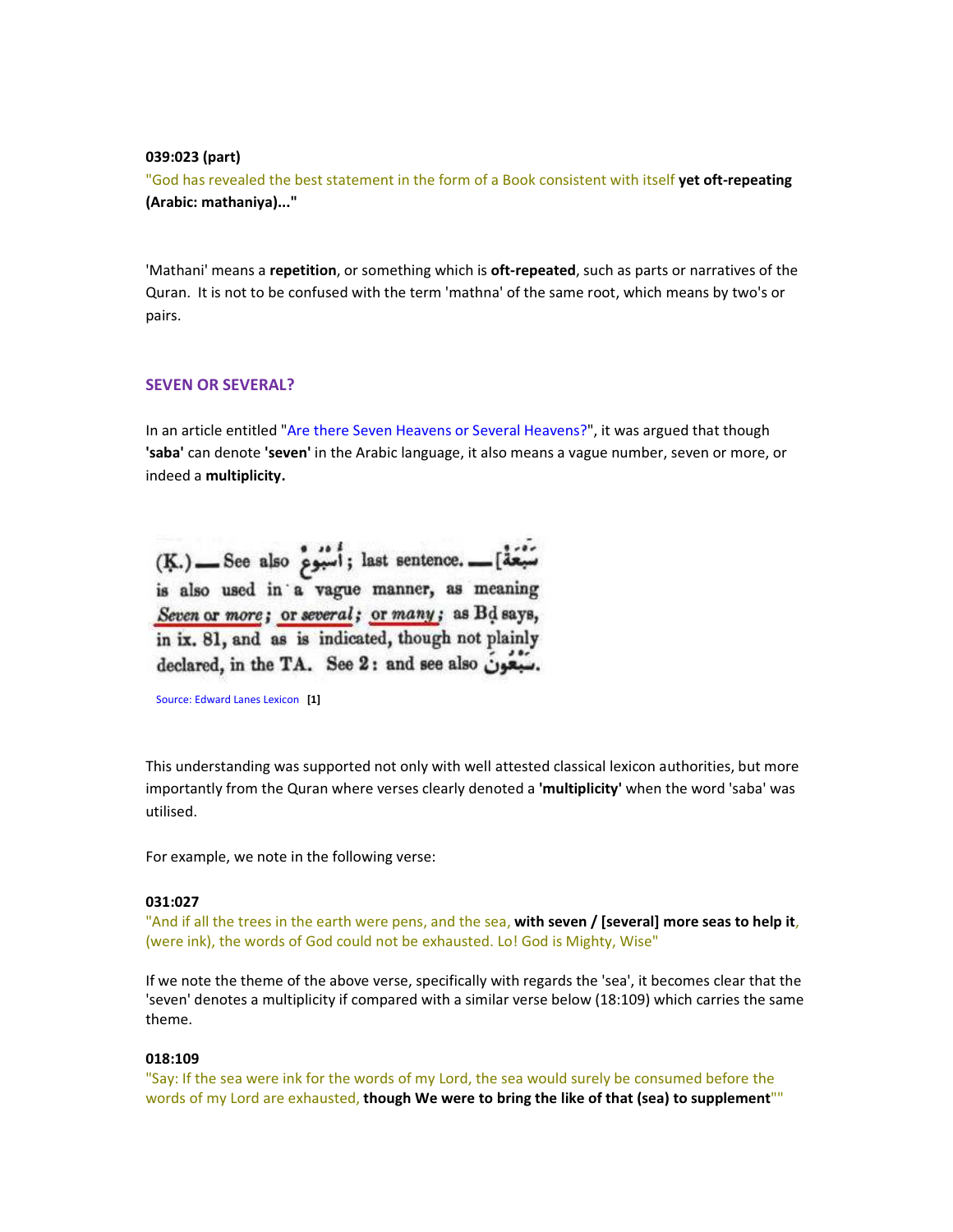**039:023 (part)**
"God has revealed the best statement in the form of a Book consistent with itself **yet oft-repeating (Arabic: mathaniya)..."**

'Mathani' means a **repetition**, or something which is **oft-repeated**, such as parts or narratives of the Quran. It is not to be confused with the term 'mathna' of the same root, which means by two's or pairs.

## SEVEN OR SEVERAL?

In an article entitled "Are there Seven Heavens or Several Heavens?", it was argued that though **'saba'** can denote **'seven'** in the Arabic language, it also means a vague number, seven or more, or indeed a **multiplicity.**

(K.) — See also أُسْبُوعٌ; last sentence. — [سَبْعَةٌ] is also used in a vague manner, as meaning *Seven or more; or several; or many;* as Bd says, in ix. 81, and as is indicated, though not plainly declared, in the TA. See 2: and see also سَبْعُونَ.

Source: Edward Lanes Lexicon **[1]**

This understanding was supported not only with well attested classical lexicon authorities, but more importantly from the Quran where verses clearly denoted a **'multiplicity'** when the word 'saba' was utilised.

For example, we note in the following verse:

**031:027**
"And if all the trees in the earth were pens, and the sea, **with seven / [several] more seas to help it**, (were ink), the words of God could not be exhausted. Lo! God is Mighty, Wise"

If we note the theme of the above verse, specifically with regards the 'sea', it becomes clear that the 'seven' denotes a multiplicity if compared with a similar verse below (18:109) which carries the same theme.

**018:109**
"Say: If the sea were ink for the words of my Lord, the sea would surely be consumed before the words of my Lord are exhausted, **though We were to bring the like of that (sea) to supplement**""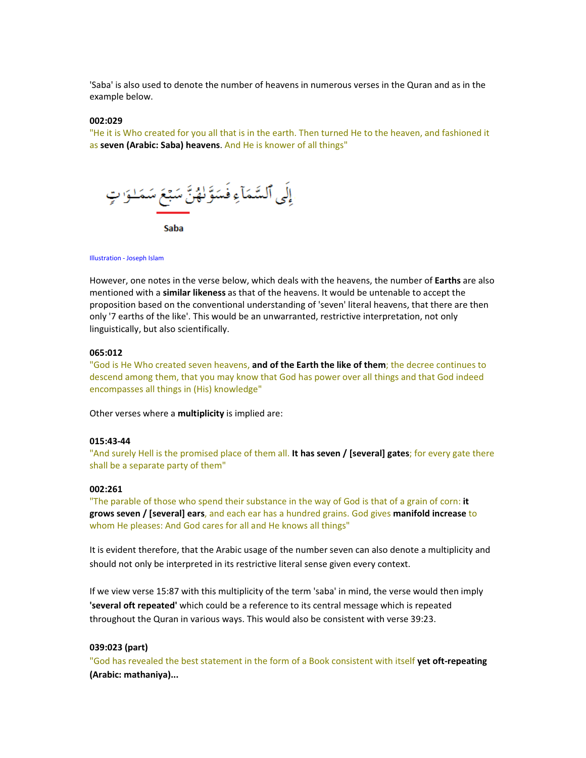'Saba' is also used to denote the number of heavens in numerous verses in the Quran and as in the example below.

**002:029**
"He it is Who created for you all that is in the earth. Then turned He to the heaven, and fashioned it as **seven (Arabic: Saba) heavens**. And He is knower of all things"

إِلَى ٱلسَّمَآءِ فَسَوَّىٰهُنَّ سَبْعَ سَمَـٰوَٰتٍ

Saba

Illustration - Joseph Islam

However, one notes in the verse below, which deals with the heavens, the number of **Earths** are also mentioned with a **similar likeness** as that of the heavens. It would be untenable to accept the proposition based on the conventional understanding of 'seven' literal heavens, that there are then only '7 earths of the like'. This would be an unwarranted, restrictive interpretation, not only linguistically, but also scientifically.

**065:012**
"God is He Who created seven heavens, **and of the Earth the like of them**; the decree continues to descend among them, that you may know that God has power over all things and that God indeed encompasses all things in (His) knowledge"

Other verses where a **multiplicity** is implied are:

**015:43-44**
"And surely Hell is the promised place of them all. **It has seven / [several] gates**; for every gate there shall be a separate party of them"

**002:261**
"The parable of those who spend their substance in the way of God is that of a grain of corn: **it grows seven / [several] ears**, and each ear has a hundred grains. God gives **manifold increase** to whom He pleases: And God cares for all and He knows all things"

It is evident therefore, that the Arabic usage of the number seven can also denote a multiplicity and should not only be interpreted in its restrictive literal sense given every context.

If we view verse 15:87 with this multiplicity of the term 'saba' in mind, the verse would then imply **'several oft repeated'** which could be a reference to its central message which is repeated throughout the Quran in various ways. This would also be consistent with verse 39:23.

**039:023 (part)**
"God has revealed the best statement in the form of a Book consistent with itself **yet oft-repeating (Arabic: mathaniya)...**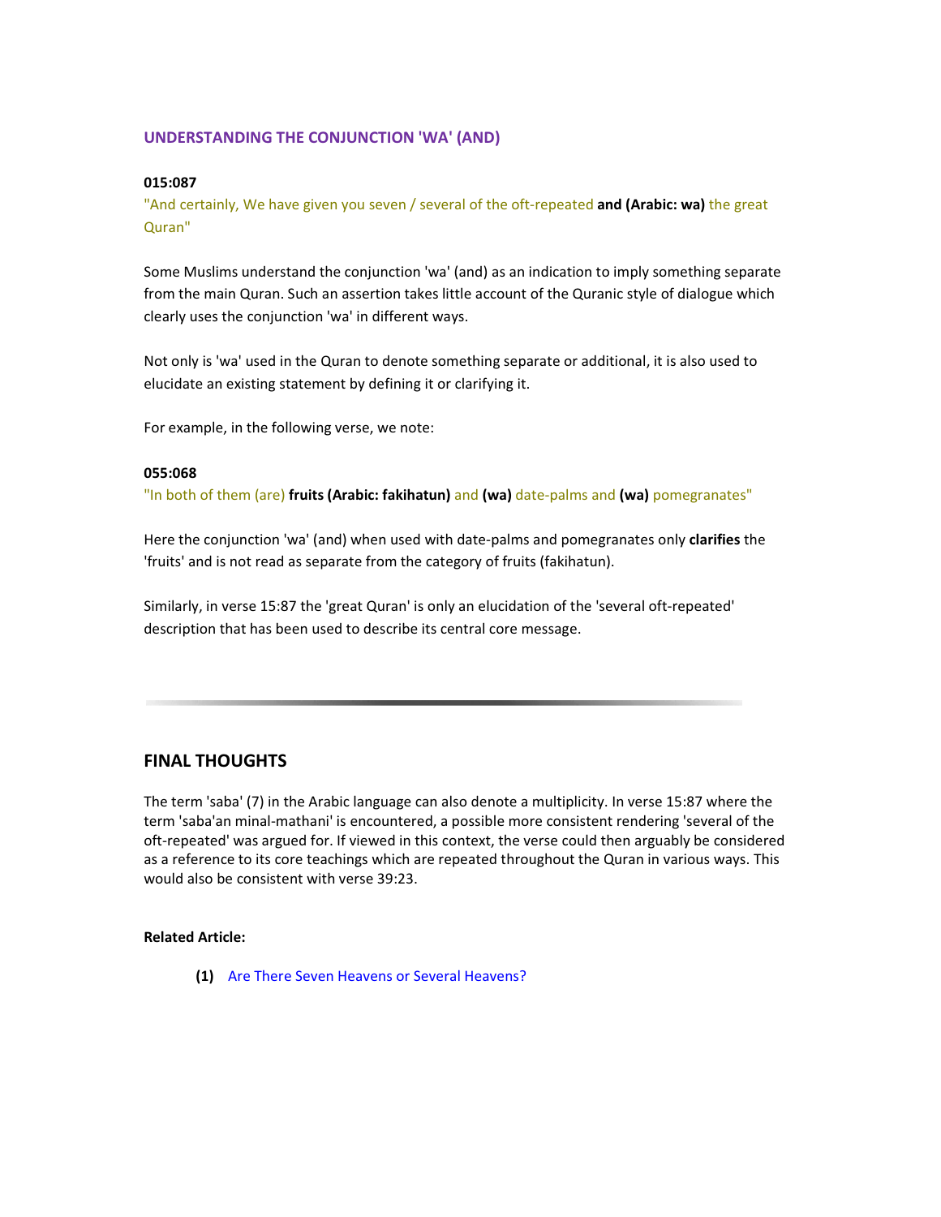## UNDERSTANDING THE CONJUNCTION 'WA' (AND)

**015:087**
"And certainly, We have given you seven / several of the oft-repeated **and (Arabic: wa)** the great Quran"

Some Muslims understand the conjunction 'wa' (and) as an indication to imply something separate from the main Quran. Such an assertion takes little account of the Quranic style of dialogue which clearly uses the conjunction 'wa' in different ways.

Not only is 'wa' used in the Quran to denote something separate or additional, it is also used to elucidate an existing statement by defining it or clarifying it.

For example, in the following verse, we note:

**055:068**
"In both of them (are) **fruits (Arabic: fakihatun)** and **(wa)** date-palms and **(wa)** pomegranates"

Here the conjunction 'wa' (and) when used with date-palms and pomegranates only **clarifies** the 'fruits' and is not read as separate from the category of fruits (fakihatun).

Similarly, in verse 15:87 the 'great Quran' is only an elucidation of the 'several oft-repeated' description that has been used to describe its central core message.

---

## FINAL THOUGHTS

The term 'saba' (7) in the Arabic language can also denote a multiplicity. In verse 15:87 where the term 'saba'an minal-mathani' is encountered, a possible more consistent rendering 'several of the oft-repeated' was argued for. If viewed in this context, the verse could then arguably be considered as a reference to its core teachings which are repeated throughout the Quran in various ways. This would also be consistent with verse 39:23.

**Related Article:**

**(1)** Are There Seven Heavens or Several Heavens?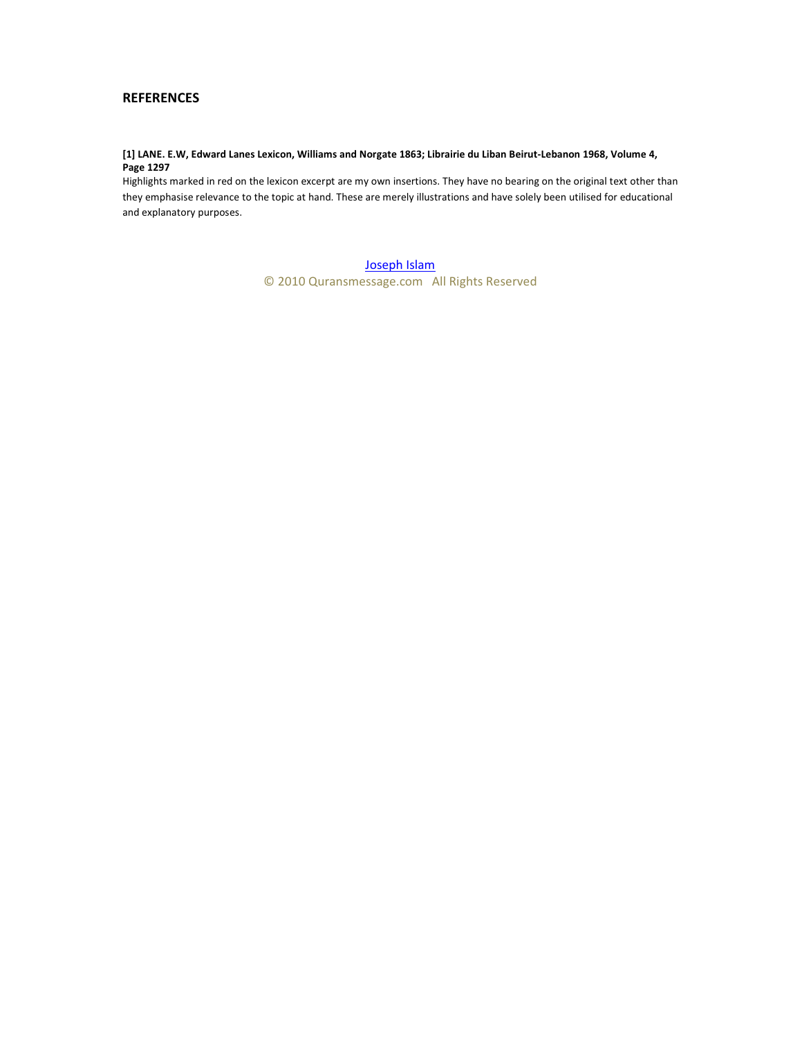## REFERENCES

**[1] LANE. E.W, Edward Lanes Lexicon, Williams and Norgate 1863; Librairie du Liban Beirut-Lebanon 1968, Volume 4, Page 1297**

Highlights marked in red on the lexicon excerpt are my own insertions. They have no bearing on the original text other than they emphasise relevance to the topic at hand. These are merely illustrations and have solely been utilised for educational and explanatory purposes.

Joseph Islam

© 2010 Quransmessage.com All Rights Reserved